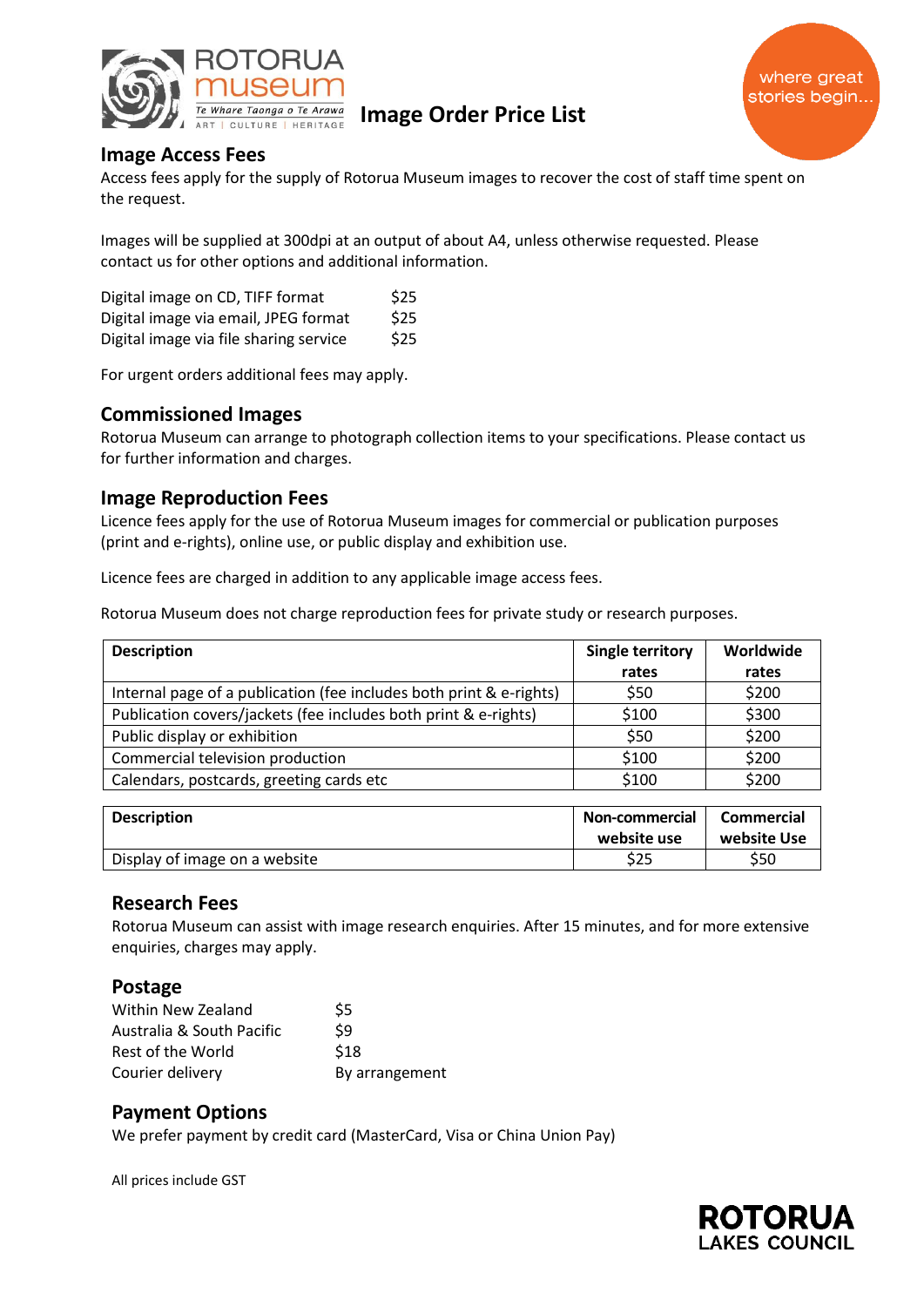# Image Order Price List

## Image Access Fees

Access fees apply for the supply of Rotorua Museum images to recover the cost of staff time spent on the request.

Images will be supplied at 300dpi at an output of about A4, unless otherwise requested. Please contact us for other options and additional information.

| | |
|---|---|
| Digital image on CD, TIFF format | $25 |
| Digital image via email, JPEG format | $25 |
| Digital image via file sharing service | $25 |

For urgent orders additional fees may apply.

## Commissioned Images

Rotorua Museum can arrange to photograph collection items to your specifications. Please contact us for further information and charges.

## Image Reproduction Fees

Licence fees apply for the use of Rotorua Museum images for commercial or publication purposes (print and e-rights), online use, or public display and exhibition use.

Licence fees are charged in addition to any applicable image access fees.

Rotorua Museum does not charge reproduction fees for private study or research purposes.

| Description | Single territory rates | Worldwide rates |
|---|---|---|
| Internal page of a publication (fee includes both print & e-rights) | $50 | $200 |
| Publication covers/jackets (fee includes both print & e-rights) | $100 | $300 |
| Public display or exhibition | $50 | $200 |
| Commercial television production | $100 | $200 |
| Calendars, postcards, greeting cards etc | $100 | $200 |

| Description | Non-commercial website use | Commercial website Use |
|---|---|---|
| Display of image on a website | $25 | $50 |

## Research Fees

Rotorua Museum can assist with image research enquiries. After 15 minutes, and for more extensive enquiries, charges may apply.

## Postage

| | |
|---|---|
| Within New Zealand | $5 |
| Australia & South Pacific | $9 |
| Rest of the World | $18 |
| Courier delivery | By arrangement |

## Payment Options

We prefer payment by credit card (MasterCard, Visa or China Union Pay)

All prices include GST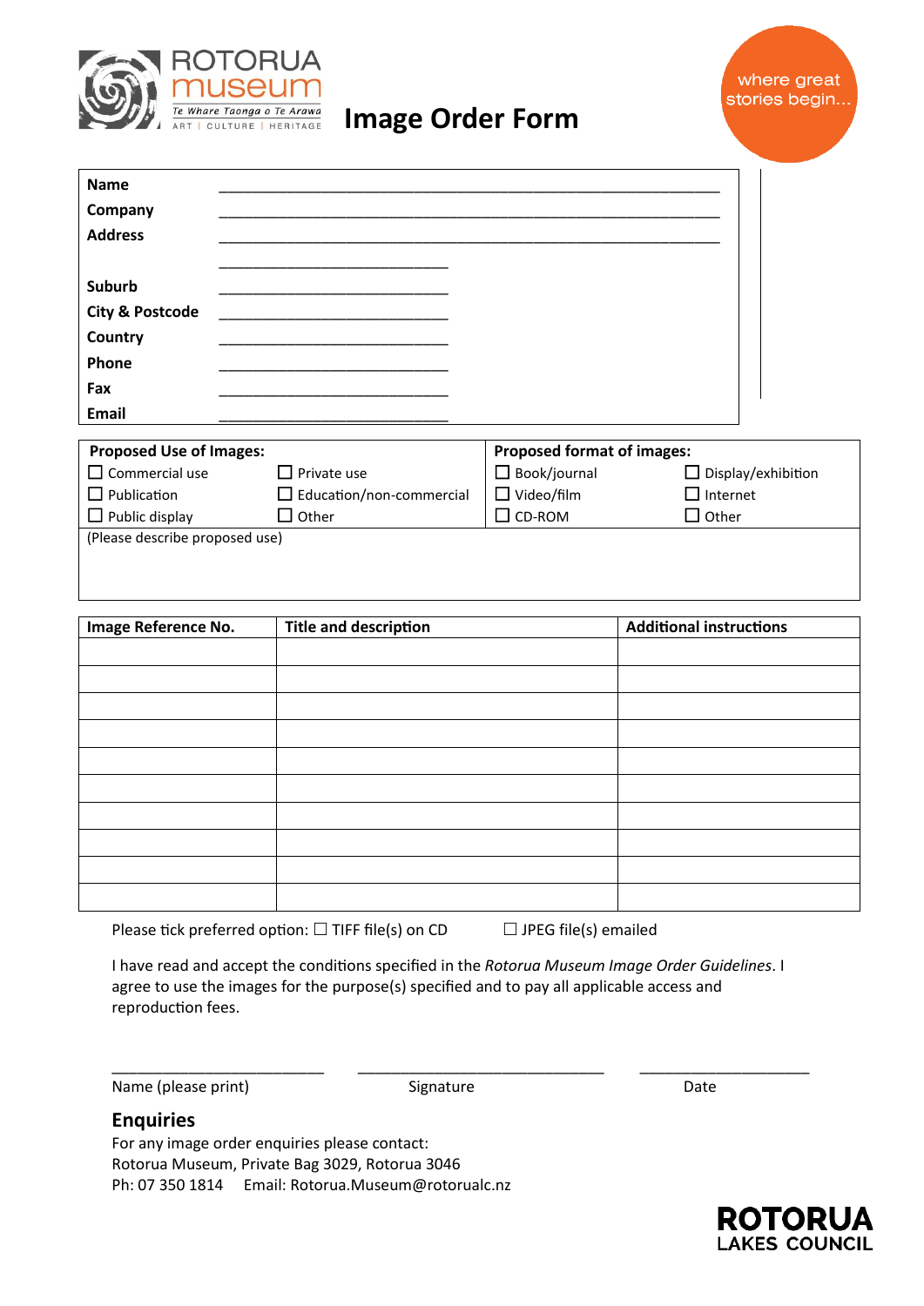ROTORUA museum
Te Whare Taonga o Te Arawa
ART | CULTURE | HERITAGE

# Image Order Form

where great stories begin...

| | |
|---|---|
| **Name** | ________________________________________________ |
| **Company** | ________________________________________________ |
| **Address** | ________________________________________________ |
| | ______________________ |
| **Suburb** | ______________________ |
| **City & Postcode** | ______________________ |
| **Country** | ______________________ |
| **Phone** | ______________________ |
| **Fax** | ______________________ |
| **Email** | ______________________ |

| **Proposed Use of Images:** | | **Proposed format of images:** | |
|---|---|---|---|
| ☐ Commercial use | ☐ Private use | ☐ Book/journal | ☐ Display/exhibition |
| ☐ Publication | ☐ Education/non-commercial | ☐ Video/film | ☐ Internet |
| ☐ Public display | ☐ Other | ☐ CD-ROM | ☐ Other |
| (Please describe proposed use) | | | |

| Image Reference No. | Title and description | Additional instructions |
|---|---|---|
| | | |
| | | |
| | | |
| | | |
| | | |
| | | |
| | | |
| | | |
| | | |
| | | |

Please tick preferred option: ☐ TIFF file(s) on CD ☐ JPEG file(s) emailed

I have read and accept the conditions specified in the *Rotorua Museum Image Order Guidelines*. I agree to use the images for the purpose(s) specified and to pay all applicable access and reproduction fees.

______________________ ______________________ ______________________

Name (please print) Signature Date

## Enquiries

For any image order enquiries please contact:
Rotorua Museum, Private Bag 3029, Rotorua 3046
Ph: 07 350 1814 Email: Rotorua.Museum@rotorualc.nz

ROTORUA LAKES COUNCIL